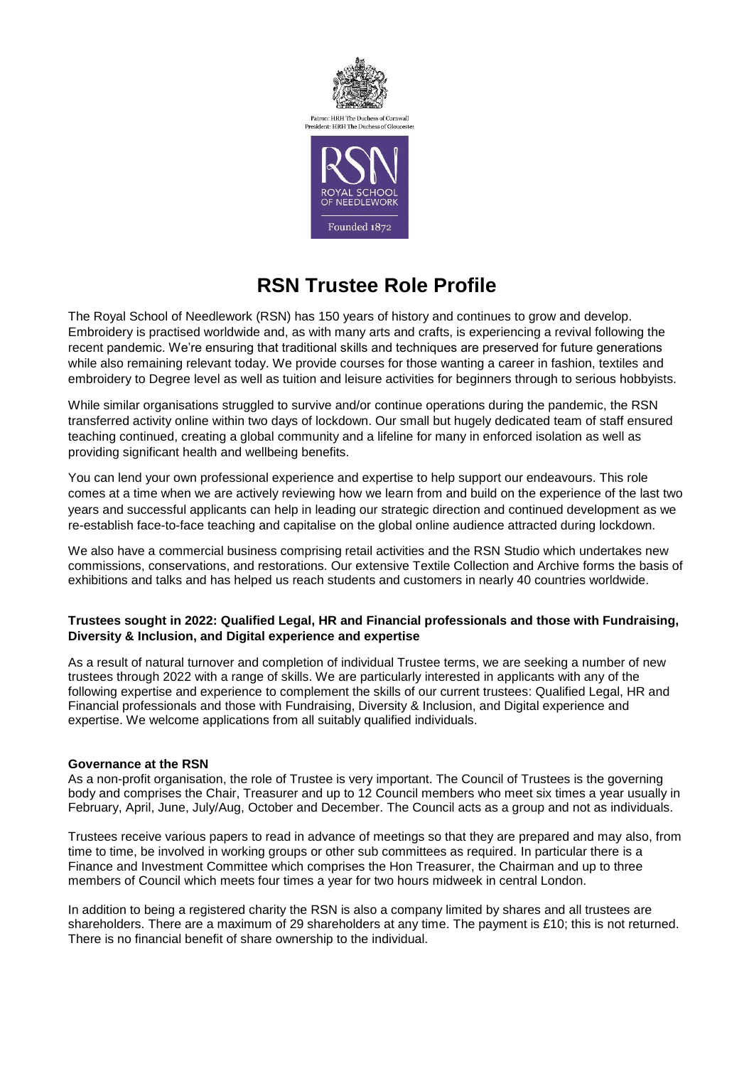Patron: HRH The Duchess of Cornwall
President: HRH The Duchess of Gloucester

RSN
ROYAL SCHOOL OF NEEDLEWORK
Founded 1872

# RSN Trustee Role Profile

The Royal School of Needlework (RSN) has 150 years of history and continues to grow and develop. Embroidery is practised worldwide and, as with many arts and crafts, is experiencing a revival following the recent pandemic. We're ensuring that traditional skills and techniques are preserved for future generations while also remaining relevant today. We provide courses for those wanting a career in fashion, textiles and embroidery to Degree level as well as tuition and leisure activities for beginners through to serious hobbyists.

While similar organisations struggled to survive and/or continue operations during the pandemic, the RSN transferred activity online within two days of lockdown. Our small but hugely dedicated team of staff ensured teaching continued, creating a global community and a lifeline for many in enforced isolation as well as providing significant health and wellbeing benefits.

You can lend your own professional experience and expertise to help support our endeavours. This role comes at a time when we are actively reviewing how we learn from and build on the experience of the last two years and successful applicants can help in leading our strategic direction and continued development as we re-establish face-to-face teaching and capitalise on the global online audience attracted during lockdown.

We also have a commercial business comprising retail activities and the RSN Studio which undertakes new commissions, conservations, and restorations. Our extensive Textile Collection and Archive forms the basis of exhibitions and talks and has helped us reach students and customers in nearly 40 countries worldwide.

**Trustees sought in 2022: Qualified Legal, HR and Financial professionals and those with Fundraising, Diversity & Inclusion, and Digital experience and expertise**

As a result of natural turnover and completion of individual Trustee terms, we are seeking a number of new trustees through 2022 with a range of skills. We are particularly interested in applicants with any of the following expertise and experience to complement the skills of our current trustees: Qualified Legal, HR and Financial professionals and those with Fundraising, Diversity & Inclusion, and Digital experience and expertise. We welcome applications from all suitably qualified individuals.

**Governance at the RSN**

As a non-profit organisation, the role of Trustee is very important. The Council of Trustees is the governing body and comprises the Chair, Treasurer and up to 12 Council members who meet six times a year usually in February, April, June, July/Aug, October and December. The Council acts as a group and not as individuals.

Trustees receive various papers to read in advance of meetings so that they are prepared and may also, from time to time, be involved in working groups or other sub committees as required. In particular there is a Finance and Investment Committee which comprises the Hon Treasurer, the Chairman and up to three members of Council which meets four times a year for two hours midweek in central London.

In addition to being a registered charity the RSN is also a company limited by shares and all trustees are shareholders. There are a maximum of 29 shareholders at any time. The payment is £10; this is not returned. There is no financial benefit of share ownership to the individual.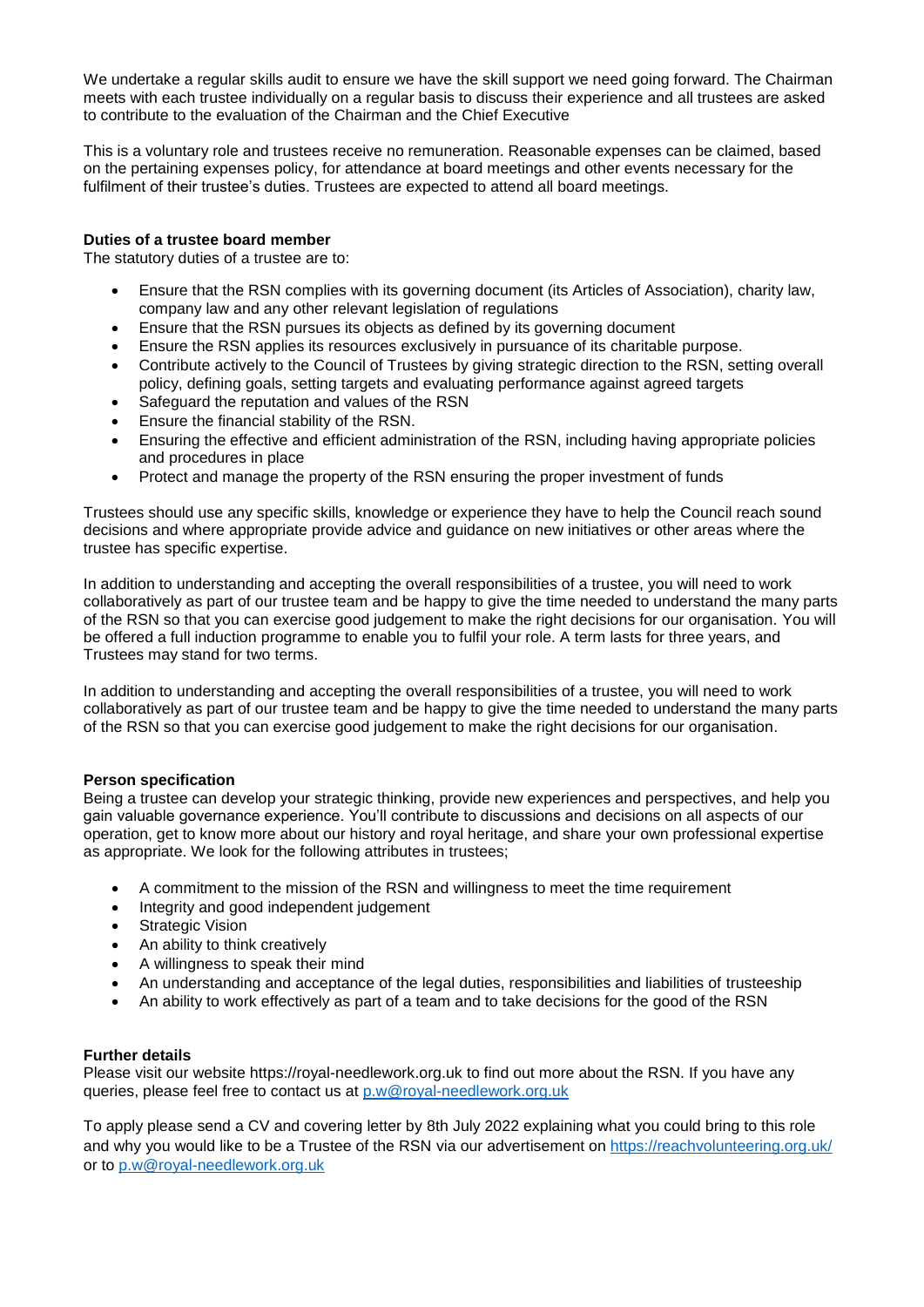We undertake a regular skills audit to ensure we have the skill support we need going forward. The Chairman meets with each trustee individually on a regular basis to discuss their experience and all trustees are asked to contribute to the evaluation of the Chairman and the Chief Executive

This is a voluntary role and trustees receive no remuneration. Reasonable expenses can be claimed, based on the pertaining expenses policy, for attendance at board meetings and other events necessary for the fulfilment of their trustee's duties. Trustees are expected to attend all board meetings.

**Duties of a trustee board member**

The statutory duties of a trustee are to:

- Ensure that the RSN complies with its governing document (its Articles of Association), charity law, company law and any other relevant legislation of regulations
- Ensure that the RSN pursues its objects as defined by its governing document
- Ensure the RSN applies its resources exclusively in pursuance of its charitable purpose.
- Contribute actively to the Council of Trustees by giving strategic direction to the RSN, setting overall policy, defining goals, setting targets and evaluating performance against agreed targets
- Safeguard the reputation and values of the RSN
- Ensure the financial stability of the RSN.
- Ensuring the effective and efficient administration of the RSN, including having appropriate policies and procedures in place
- Protect and manage the property of the RSN ensuring the proper investment of funds

Trustees should use any specific skills, knowledge or experience they have to help the Council reach sound decisions and where appropriate provide advice and guidance on new initiatives or other areas where the trustee has specific expertise.

In addition to understanding and accepting the overall responsibilities of a trustee, you will need to work collaboratively as part of our trustee team and be happy to give the time needed to understand the many parts of the RSN so that you can exercise good judgement to make the right decisions for our organisation. You will be offered a full induction programme to enable you to fulfil your role. A term lasts for three years, and Trustees may stand for two terms.

In addition to understanding and accepting the overall responsibilities of a trustee, you will need to work collaboratively as part of our trustee team and be happy to give the time needed to understand the many parts of the RSN so that you can exercise good judgement to make the right decisions for our organisation.

**Person specification**

Being a trustee can develop your strategic thinking, provide new experiences and perspectives, and help you gain valuable governance experience. You'll contribute to discussions and decisions on all aspects of our operation, get to know more about our history and royal heritage, and share your own professional expertise as appropriate. We look for the following attributes in trustees;

- A commitment to the mission of the RSN and willingness to meet the time requirement
- Integrity and good independent judgement
- Strategic Vision
- An ability to think creatively
- A willingness to speak their mind
- An understanding and acceptance of the legal duties, responsibilities and liabilities of trusteeship
- An ability to work effectively as part of a team and to take decisions for the good of the RSN

**Further details**

Please visit our website https://royal-needlework.org.uk to find out more about the RSN. If you have any queries, please feel free to contact us at p.w@royal-needlework.org.uk

To apply please send a CV and covering letter by 8th July 2022 explaining what you could bring to this role and why you would like to be a Trustee of the RSN via our advertisement on https://reachvolunteering.org.uk/ or to p.w@royal-needlework.org.uk